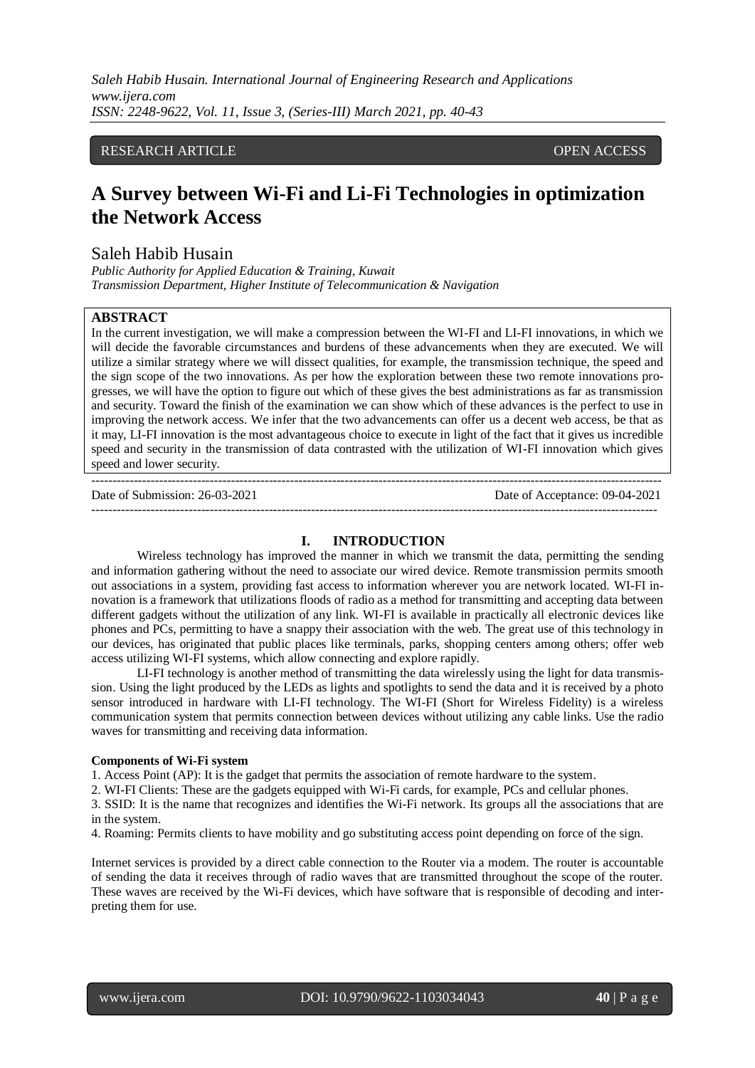RESEARCH ARTICLE OPEN ACCESS

# A Survey between Wi-Fi and Li-Fi Technologies in optimization the Network Access

Saleh Habib Husain

*Public Authority for Applied Education & Training, Kuwait*
*Transmission Department, Higher Institute of Telecommunication & Navigation*

## ABSTRACT

In the current investigation, we will make a compression between the WI-FI and LI-FI innovations, in which we will decide the favorable circumstances and burdens of these advancements when they are executed. We will utilize a similar strategy where we will dissect qualities, for example, the transmission technique, the speed and the sign scope of the two innovations. As per how the exploration between these two remote innovations progresses, we will have the option to figure out which of these gives the best administrations as far as transmission and security. Toward the finish of the examination we can show which of these advances is the perfect to use in improving the network access. We infer that the two advancements can offer us a decent web access, be that as it may, LI-FI innovation is the most advantageous choice to execute in light of the fact that it gives us incredible speed and security in the transmission of data contrasted with the utilization of WI-FI innovation which gives speed and lower security.

---

Date of Submission: 26-03-2021 Date of Acceptance: 09-04-2021

---

## I. INTRODUCTION

Wireless technology has improved the manner in which we transmit the data, permitting the sending and information gathering without the need to associate our wired device. Remote transmission permits smooth out associations in a system, providing fast access to information wherever you are network located. WI-FI innovation is a framework that utilizations floods of radio as a method for transmitting and accepting data between different gadgets without the utilization of any link. WI-FI is available in practically all electronic devices like phones and PCs, permitting to have a snappy their association with the web. The great use of this technology in our devices, has originated that public places like terminals, parks, shopping centers among others; offer web access utilizing WI-FI systems, which allow connecting and explore rapidly.

LI-FI technology is another method of transmitting the data wirelessly using the light for data transmission. Using the light produced by the LEDs as lights and spotlights to send the data and it is received by a photo sensor introduced in hardware with LI-FI technology. The WI-FI (Short for Wireless Fidelity) is a wireless communication system that permits connection between devices without utilizing any cable links. Use the radio waves for transmitting and receiving data information.

**Components of Wi-Fi system**

1. Access Point (AP): It is the gadget that permits the association of remote hardware to the system.
2. WI-FI Clients: These are the gadgets equipped with Wi-Fi cards, for example, PCs and cellular phones.
3. SSID: It is the name that recognizes and identifies the Wi-Fi network. Its groups all the associations that are in the system.
4. Roaming: Permits clients to have mobility and go substituting access point depending on force of the sign.

Internet services is provided by a direct cable connection to the Router via a modem. The router is accountable of sending the data it receives through of radio waves that are transmitted throughout the scope of the router. These waves are received by the Wi-Fi devices, which have software that is responsible of decoding and interpreting them for use.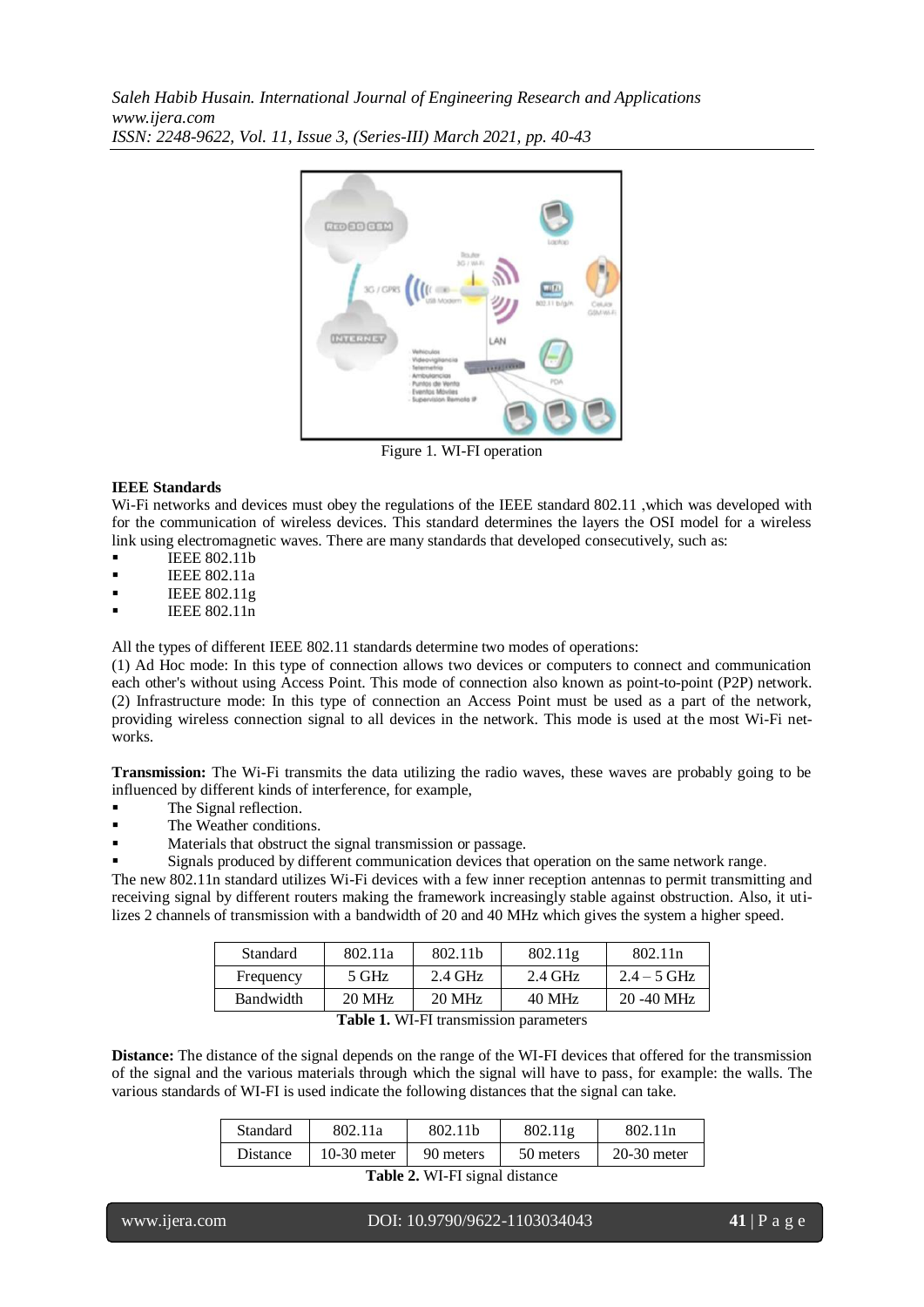Figure 1. WI-FI operation

**IEEE Standards**

Wi-Fi networks and devices must obey the regulations of the IEEE standard 802.11 ,which was developed with for the communication of wireless devices. This standard determines the layers the OSI model for a wireless link using electromagnetic waves. There are many standards that developed consecutively, such as:

- IEEE 802.11b
- IEEE 802.11a
- IEEE 802.11g
- IEEE 802.11n

All the types of different IEEE 802.11 standards determine two modes of operations:

(1) Ad Hoc mode: In this type of connection allows two devices or computers to connect and communication each other's without using Access Point. This mode of connection also known as point-to-point (P2P) network.
(2) Infrastructure mode: In this type of connection an Access Point must be used as a part of the network, providing wireless connection signal to all devices in the network. This mode is used at the most Wi-Fi networks.

**Transmission:** The Wi-Fi transmits the data utilizing the radio waves, these waves are probably going to be influenced by different kinds of interference, for example,

- The Signal reflection.
- The Weather conditions.
- Materials that obstruct the signal transmission or passage.
- Signals produced by different communication devices that operation on the same network range.

The new 802.11n standard utilizes Wi-Fi devices with a few inner reception antennas to permit transmitting and receiving signal by different routers making the framework increasingly stable against obstruction. Also, it utilizes 2 channels of transmission with a bandwidth of 20 and 40 MHz which gives the system a higher speed.

| Standard | 802.11a | 802.11b | 802.11g | 802.11n |
|---|---|---|---|---|
| Frequency | 5 GHz | 2.4 GHz | 2.4 GHz | 2.4 – 5 GHz |
| Bandwidth | 20 MHz | 20 MHz | 40 MHz | 20 -40 MHz |

**Table 1.** WI-FI transmission parameters

**Distance:** The distance of the signal depends on the range of the WI-FI devices that offered for the transmission of the signal and the various materials through which the signal will have to pass, for example: the walls. The various standards of WI-FI is used indicate the following distances that the signal can take.

| Standard | 802.11a | 802.11b | 802.11g | 802.11n |
|---|---|---|---|---|
| Distance | 10-30 meter | 90 meters | 50 meters | 20-30 meter |

**Table 2.** WI-FI signal distance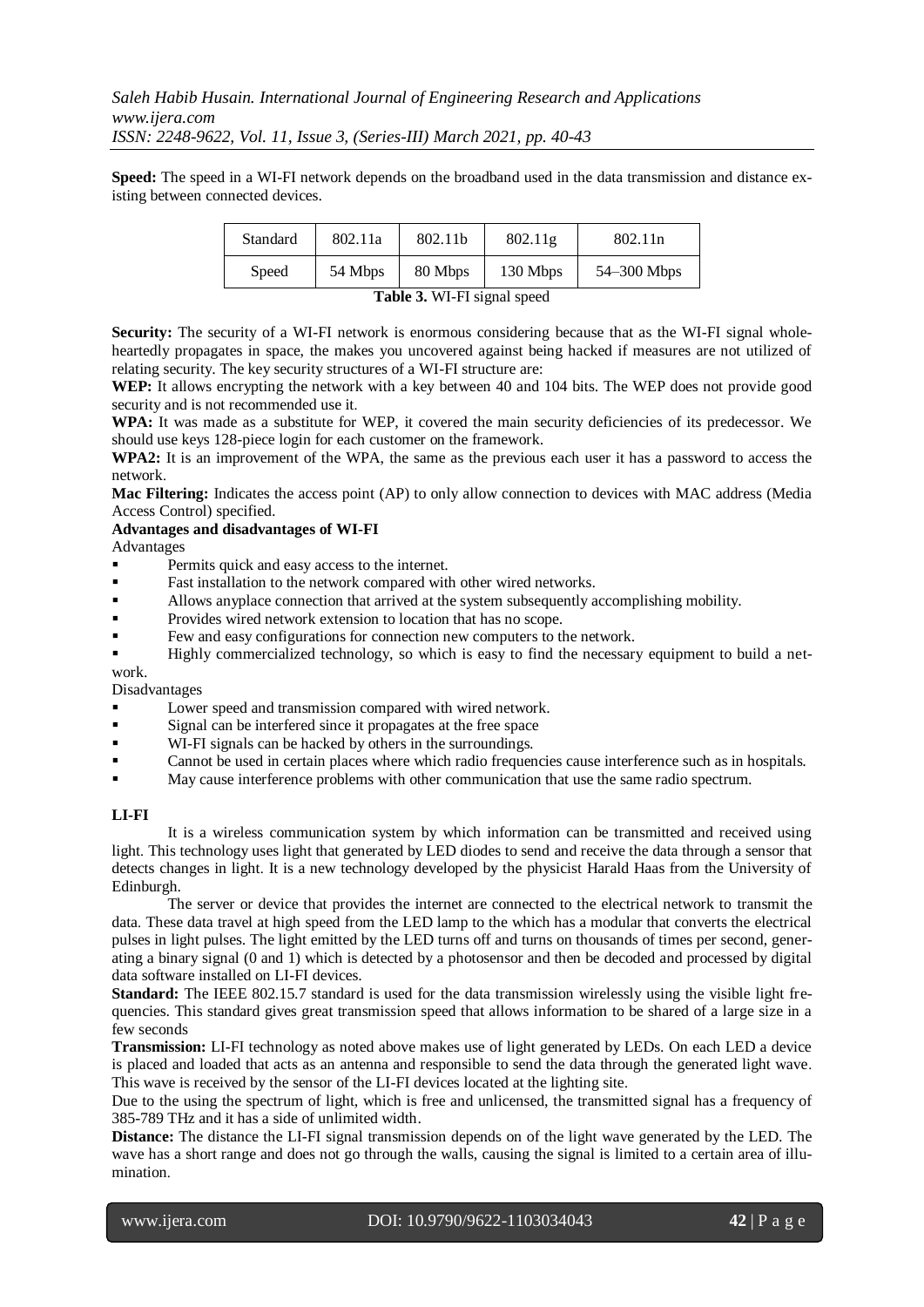**Speed:** The speed in a WI-FI network depends on the broadband used in the data transmission and distance existing between connected devices.

| Standard | 802.11a | 802.11b | 802.11g | 802.11n |
|---|---|---|---|---|
| Speed | 54 Mbps | 80 Mbps | 130 Mbps | 54–300 Mbps |

**Table 3.** WI-FI signal speed

**Security:** The security of a WI-FI network is enormous considering because that as the WI-FI signal wholeheartedly propagates in space, the makes you uncovered against being hacked if measures are not utilized of relating security. The key security structures of a WI-FI structure are:

**WEP:** It allows encrypting the network with a key between 40 and 104 bits. The WEP does not provide good security and is not recommended use it.

**WPA:** It was made as a substitute for WEP, it covered the main security deficiencies of its predecessor. We should use keys 128-piece login for each customer on the framework.

**WPA2:** It is an improvement of the WPA, the same as the previous each user it has a password to access the network.

**Mac Filtering:** Indicates the access point (AP) to only allow connection to devices with MAC address (Media Access Control) specified.

**Advantages and disadvantages of WI-FI**

Advantages

- Permits quick and easy access to the internet.
- Fast installation to the network compared with other wired networks.
- Allows anyplace connection that arrived at the system subsequently accomplishing mobility.
- Provides wired network extension to location that has no scope.
- Few and easy configurations for connection new computers to the network.
- Highly commercialized technology, so which is easy to find the necessary equipment to build a network.

Disadvantages

- Lower speed and transmission compared with wired network.
- Signal can be interfered since it propagates at the free space
- WI-FI signals can be hacked by others in the surroundings.
- Cannot be used in certain places where which radio frequencies cause interference such as in hospitals.
- May cause interference problems with other communication that use the same radio spectrum.

**LI-FI**

It is a wireless communication system by which information can be transmitted and received using light. This technology uses light that generated by LED diodes to send and receive the data through a sensor that detects changes in light. It is a new technology developed by the physicist Harald Haas from the University of Edinburgh.

The server or device that provides the internet are connected to the electrical network to transmit the data. These data travel at high speed from the LED lamp to the which has a modular that converts the electrical pulses in light pulses. The light emitted by the LED turns off and turns on thousands of times per second, generating a binary signal (0 and 1) which is detected by a photosensor and then be decoded and processed by digital data software installed on LI-FI devices.

**Standard:** The IEEE 802.15.7 standard is used for the data transmission wirelessly using the visible light frequencies. This standard gives great transmission speed that allows information to be shared of a large size in a few seconds

**Transmission:** LI-FI technology as noted above makes use of light generated by LEDs. On each LED a device is placed and loaded that acts as an antenna and responsible to send the data through the generated light wave. This wave is received by the sensor of the LI-FI devices located at the lighting site.

Due to the using the spectrum of light, which is free and unlicensed, the transmitted signal has a frequency of 385-789 THz and it has a side of unlimited width.

**Distance:** The distance the LI-FI signal transmission depends on of the light wave generated by the LED. The wave has a short range and does not go through the walls, causing the signal is limited to a certain area of illumination.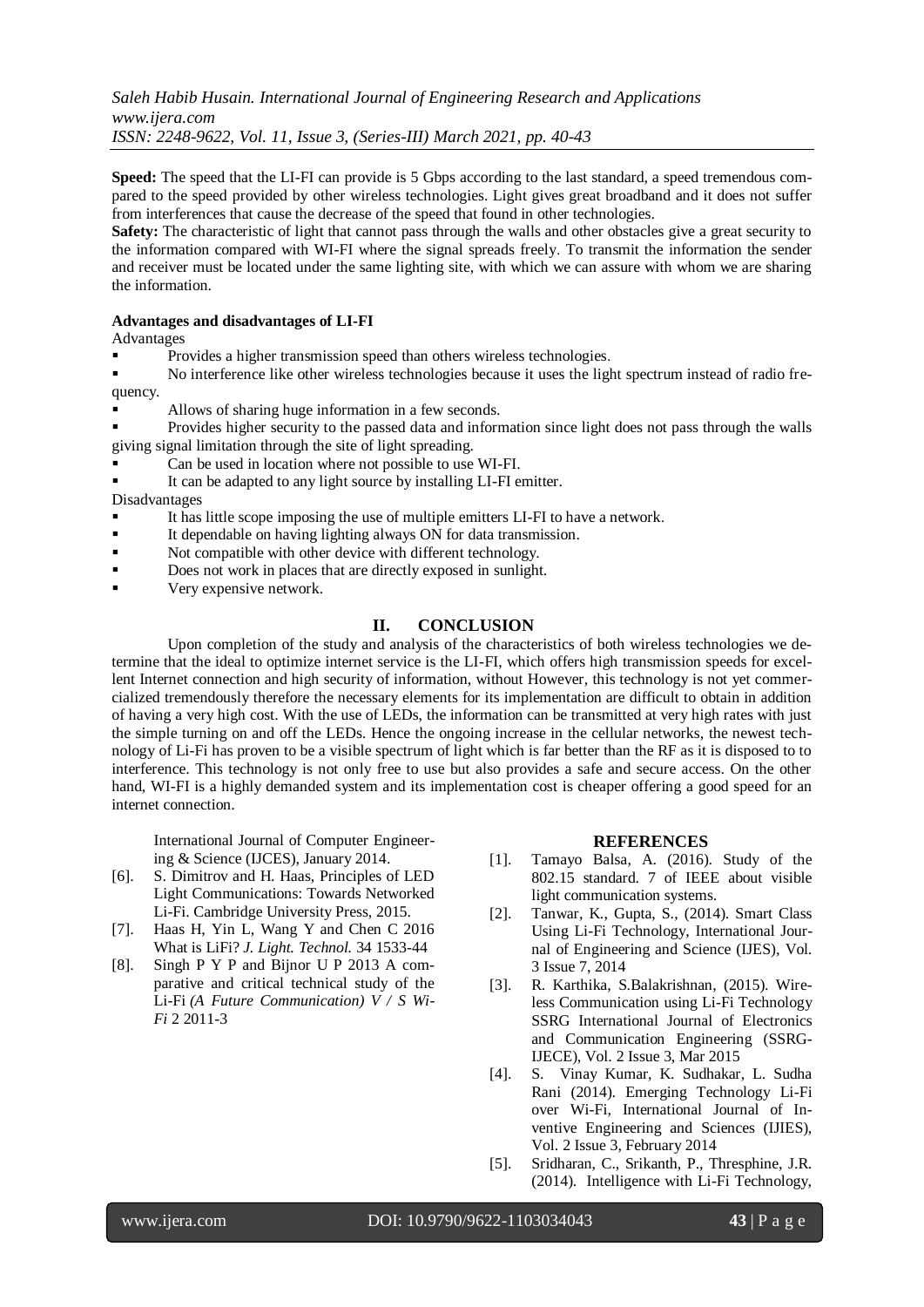**Speed:** The speed that the LI-FI can provide is 5 Gbps according to the last standard, a speed tremendous compared to the speed provided by other wireless technologies. Light gives great broadband and it does not suffer from interferences that cause the decrease of the speed that found in other technologies.

**Safety:** The characteristic of light that cannot pass through the walls and other obstacles give a great security to the information compared with WI-FI where the signal spreads freely. To transmit the information the sender and receiver must be located under the same lighting site, with which we can assure with whom we are sharing the information.

**Advantages and disadvantages of LI-FI**

Advantages

- Provides a higher transmission speed than others wireless technologies.
- No interference like other wireless technologies because it uses the light spectrum instead of radio frequency.
- Allows of sharing huge information in a few seconds.
- Provides higher security to the passed data and information since light does not pass through the walls giving signal limitation through the site of light spreading.
- Can be used in location where not possible to use WI-FI.
- It can be adapted to any light source by installing LI-FI emitter.

Disadvantages

- It has little scope imposing the use of multiple emitters LI-FI to have a network.
- It dependable on having lighting always ON for data transmission.
- Not compatible with other device with different technology.
- Does not work in places that are directly exposed in sunlight.
- Very expensive network.

## II. CONCLUSION

Upon completion of the study and analysis of the characteristics of both wireless technologies we determine that the ideal to optimize internet service is the LI-FI, which offers high transmission speeds for excellent Internet connection and high security of information, without However, this technology is not yet commercialized tremendously therefore the necessary elements for its implementation are difficult to obtain in addition of having a very high cost. With the use of LEDs, the information can be transmitted at very high rates with just the simple turning on and off the LEDs. Hence the ongoing increase in the cellular networks, the newest technology of Li-Fi has proven to be a visible spectrum of light which is far better than the RF as it is disposed to to interference. This technology is not only free to use but also provides a safe and secure access. On the other hand, WI-FI is a highly demanded system and its implementation cost is cheaper offering a good speed for an internet connection.

## REFERENCES

[1]. Tamayo Balsa, A. (2016). Study of the 802.15 standard. 7 of IEEE about visible light communication systems.

[2]. Tanwar, K., Gupta, S., (2014). Smart Class Using Li-Fi Technology, International Journal of Engineering and Science (IJES), Vol. 3 Issue 7, 2014

[3]. R. Karthika, S.Balakrishnan, (2015). Wireless Communication using Li-Fi Technology SSRG International Journal of Electronics and Communication Engineering (SSRG-IJECE), Vol. 2 Issue 3, Mar 2015

[4]. S. Vinay Kumar, K. Sudhakar, L. Sudha Rani (2014). Emerging Technology Li-Fi over Wi-Fi, International Journal of Inventive Engineering and Sciences (IJIES), Vol. 2 Issue 3, February 2014

[5]. Sridharan, C., Srikanth, P., Thresphine, J.R. (2014). Intelligence with Li-Fi Technology, International Journal of Computer Engineering & Science (IJCES), January 2014.

[6]. S. Dimitrov and H. Haas, Principles of LED Light Communications: Towards Networked Li-Fi. Cambridge University Press, 2015.

[7]. Haas H, Yin L, Wang Y and Chen C 2016 What is LiFi? *J. Light. Technol.* 34 1533-44

[8]. Singh P Y P and Bijnor U P 2013 A comparative and critical technical study of the Li-Fi *(A Future Communication) V / S Wi-Fi* 2 2011-3